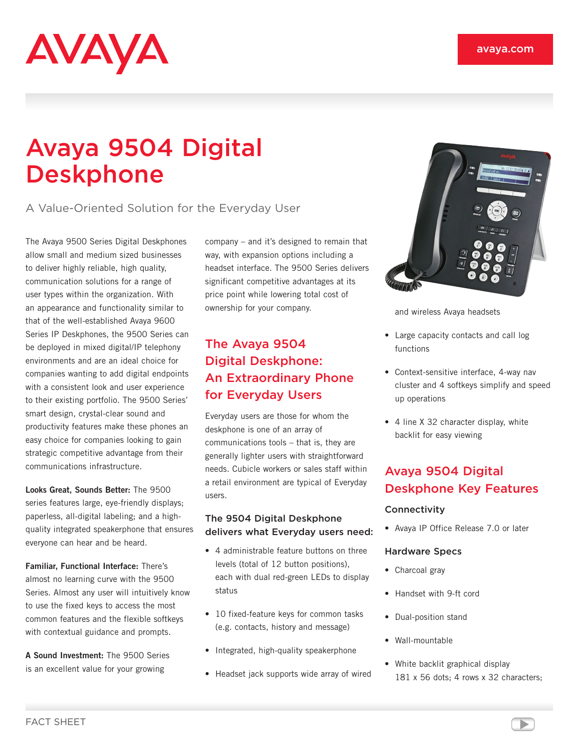# Avaya 9504 Digital Deskphone

A Value-Oriented Solution for the Everyday User

The Avaya 9500 Series Digital Deskphones allow small and medium sized businesses to deliver highly reliable, high quality, communication solutions for a range of user types within the organization. With an appearance and functionality similar to that of the well-established Avaya 9600 Series IP Deskphones, the 9500 Series can be deployed in mixed digital/IP telephony environments and are an ideal choice for companies wanting to add digital endpoints with a consistent look and user experience to their existing portfolio. The 9500 Series' smart design, crystal-clear sound and productivity features make these phones an easy choice for companies looking to gain strategic competitive advantage from their communications infrastructure.

**Looks Great, Sounds Better:** The 9500 series features large, eye-friendly displays; paperless, all-digital labeling; and a high-quality integrated speakerphone that ensures everyone can hear and be heard.

**Familiar, Functional Interface:** There's almost no learning curve with the 9500 Series. Almost any user will intuitively know to use the fixed keys to access the most common features and the flexible softkeys with contextual guidance and prompts.

**A Sound Investment:** The 9500 Series is an excellent value for your growing company – and it's designed to remain that way, with expansion options including a headset interface. The 9500 Series delivers significant competitive advantages at its price point while lowering total cost of ownership for your company.

## The Avaya 9504 Digital Deskphone: An Extraordinary Phone for Everyday Users

Everyday users are those for whom the deskphone is one of an array of communications tools – that is, they are generally lighter users with straightforward needs. Cubicle workers or sales staff within a retail environment are typical of Everyday users.

### The 9504 Digital Deskphone delivers what Everyday users need:

- 4 administrable feature buttons on three levels (total of 12 button positions), each with dual red-green LEDs to display status
- 10 fixed-feature keys for common tasks (e.g. contacts, history and message)
- Integrated, high-quality speakerphone
- Headset jack supports wide array of wired and wireless Avaya headsets
- Large capacity contacts and call log functions
- Context-sensitive interface, 4-way nav cluster and 4 softkeys simplify and speed up operations
- 4 line X 32 character display, white backlit for easy viewing

## Avaya 9504 Digital Deskphone Key Features

### Connectivity

- Avaya IP Office Release 7.0 or later

### Hardware Specs

- Charcoal gray
- Handset with 9-ft cord
- Dual-position stand
- Wall-mountable
- White backlit graphical display 181 x 56 dots; 4 rows x 32 characters;

FACT SHEET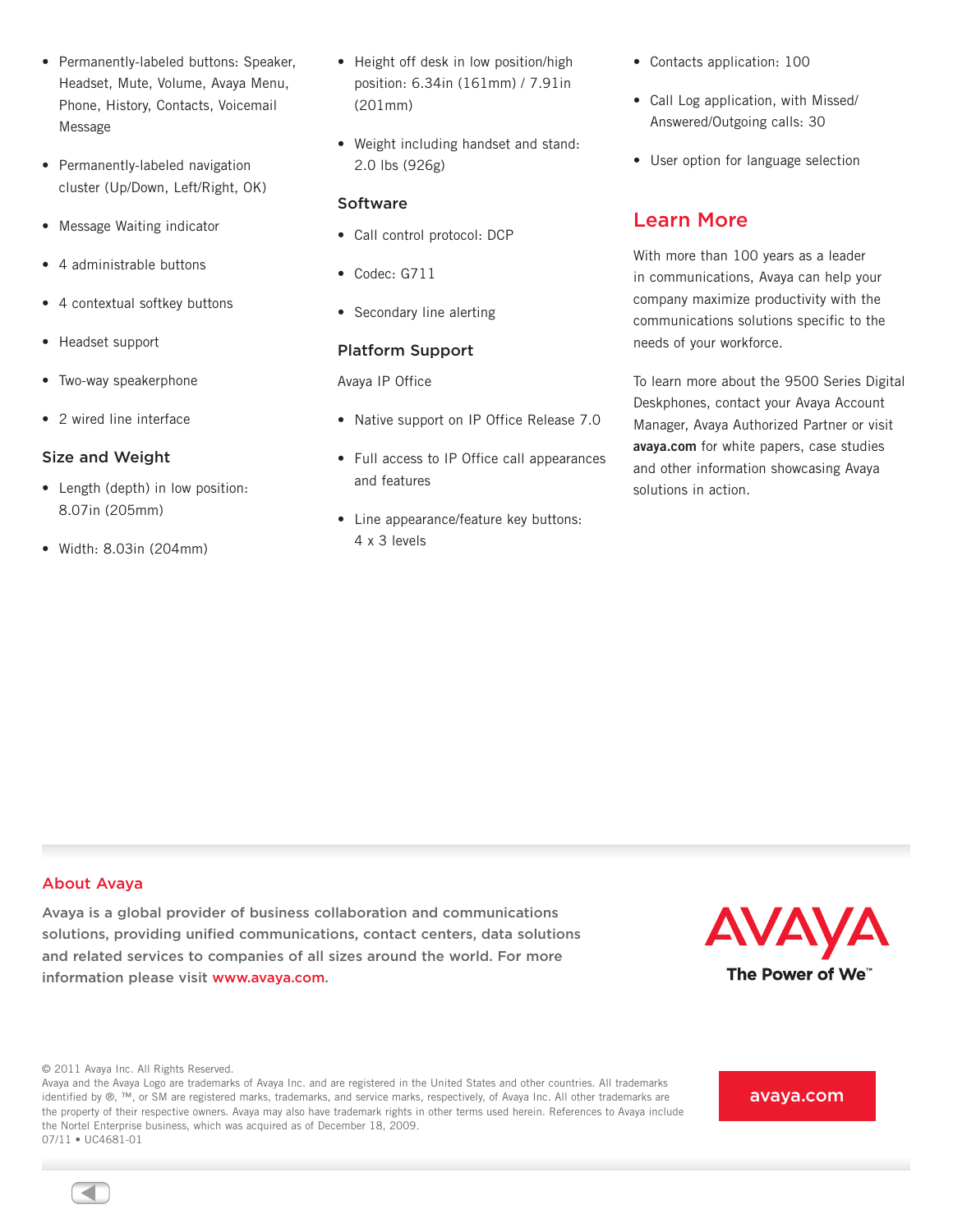- Permanently-labeled buttons: Speaker, Headset, Mute, Volume, Avaya Menu, Phone, History, Contacts, Voicemail Message
- Permanently-labeled navigation cluster (Up/Down, Left/Right, OK)
- Message Waiting indicator
- 4 administrable buttons
- 4 contextual softkey buttons
- Headset support
- Two-way speakerphone
- 2 wired line interface

### Size and Weight

- Length (depth) in low position: 8.07in (205mm)
- Width: 8.03in (204mm)
- Height off desk in low position/high position: 6.34in (161mm) / 7.91in (201mm)
- Weight including handset and stand: 2.0 lbs (926g)

### Software

- Call control protocol: DCP
- Codec: G711
- Secondary line alerting

### Platform Support

Avaya IP Office

- Native support on IP Office Release 7.0
- Full access to IP Office call appearances and features
- Line appearance/feature key buttons: 4 x 3 levels
- Contacts application: 100
- Call Log application, with Missed/Answered/Outgoing calls: 30
- User option for language selection

## Learn More

With more than 100 years as a leader in communications, Avaya can help your company maximize productivity with the communications solutions specific to the needs of your workforce.

To learn more about the 9500 Series Digital Deskphones, contact your Avaya Account Manager, Avaya Authorized Partner or visit **avaya.com** for white papers, case studies and other information showcasing Avaya solutions in action.

### About Avaya

Avaya is a global provider of business collaboration and communications solutions, providing unified communications, contact centers, data solutions and related services to companies of all sizes around the world. For more information please visit www.avaya.com.

AVAYA
The Power of We™

avaya.com

© 2011 Avaya Inc. All Rights Reserved.
Avaya and the Avaya Logo are trademarks of Avaya Inc. and are registered in the United States and other countries. All trademarks identified by ®, ™, or SM are registered marks, trademarks, and service marks, respectively, of Avaya Inc. All other trademarks are the property of their respective owners. Avaya may also have trademark rights in other terms used herein. References to Avaya include the Nortel Enterprise business, which was acquired as of December 18, 2009.
07/11 • UC4681-01